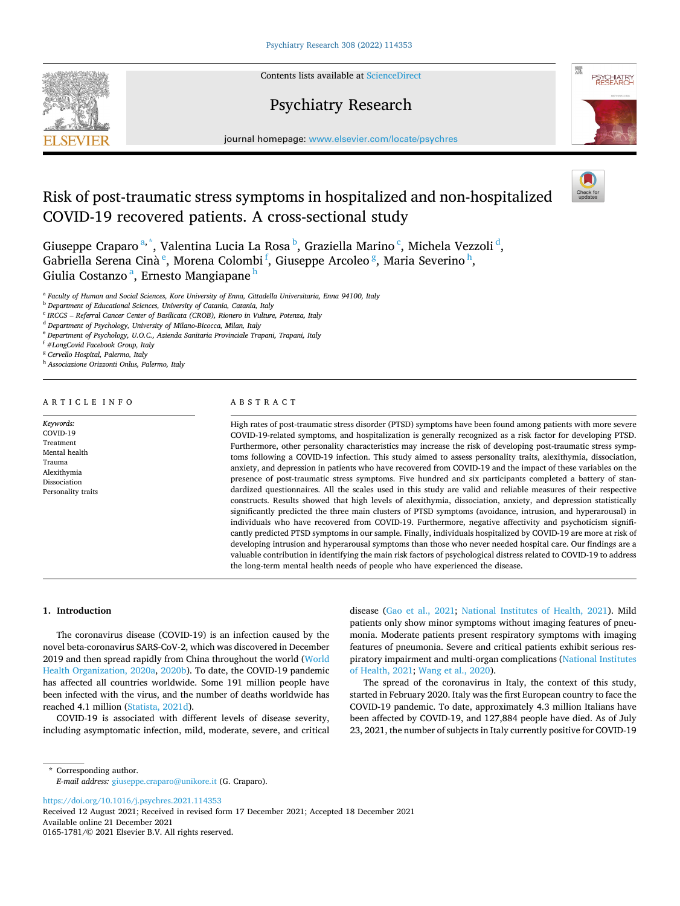# Risk of post-traumatic stress symptoms in hospitalized and non-hospitalized COVID-19 recovered patients. A cross-sectional study

Giuseppe Craparo [a,*], Valentina Lucia La Rosa [b], Graziella Marino [c], Michela Vezzoli [d], Gabriella Serena Cinà [e], Morena Colombi [f], Giuseppe Arcoleo [g], Maria Severino [h], Giulia Costanzo [a], Ernesto Mangiapane [h]

[a] *Faculty of Human and Social Sciences, Kore University of Enna, Cittadella Universitaria, Enna 94100, Italy*
[b] *Department of Educational Sciences, University of Catania, Catania, Italy*
[c] *IRCCS – Referral Cancer Center of Basilicata (CROB), Rionero in Vulture, Potenza, Italy*
[d] *Department of Psychology, University of Milano-Bicocca, Milan, Italy*
[e] *Department of Psychology, U.O.C., Azienda Sanitaria Provinciale Trapani, Trapani, Italy*
[f] *#LongCovid Facebook Group, Italy*
[g] *Cervello Hospital, Palermo, Italy*
[h] *Associazione Orizzonti Onlus, Palermo, Italy*

## ARTICLE INFO

*Keywords:*
COVID-19
Treatment
Mental health
Trauma
Alexithymia
Dissociation
Personality traits

## ABSTRACT

High rates of post-traumatic stress disorder (PTSD) symptoms have been found among patients with more severe COVID-19-related symptoms, and hospitalization is generally recognized as a risk factor for developing PTSD. Furthermore, other personality characteristics may increase the risk of developing post-traumatic stress symptoms following a COVID-19 infection. This study aimed to assess personality traits, alexithymia, dissociation, anxiety, and depression in patients who have recovered from COVID-19 and the impact of these variables on the presence of post-traumatic stress symptoms. Five hundred and six participants completed a battery of standardized questionnaires. All the scales used in this study are valid and reliable measures of their respective constructs. Results showed that high levels of alexithymia, dissociation, anxiety, and depression statistically significantly predicted the three main clusters of PTSD symptoms (avoidance, intrusion, and hyperarousal) in individuals who have recovered from COVID-19. Furthermore, negative affectivity and psychoticism significantly predicted PTSD symptoms in our sample. Finally, individuals hospitalized by COVID-19 are more at risk of developing intrusion and hyperarousal symptoms than those who never needed hospital care. Our findings are a valuable contribution in identifying the main risk factors of psychological distress related to COVID-19 to address the long-term mental health needs of people who have experienced the disease.

## 1. Introduction

The coronavirus disease (COVID-19) is an infection caused by the novel beta-coronavirus SARS-CoV-2, which was discovered in December 2019 and then spread rapidly from China throughout the world (World Health Organization, 2020a, 2020b). To date, the COVID-19 pandemic has affected all countries worldwide. Some 191 million people have been infected with the virus, and the number of deaths worldwide has reached 4.1 million (Statista, 2021d).

COVID-19 is associated with different levels of disease severity, including asymptomatic infection, mild, moderate, severe, and critical disease (Gao et al., 2021; National Institutes of Health, 2021). Mild patients only show minor symptoms without imaging features of pneumonia. Moderate patients present respiratory symptoms with imaging features of pneumonia. Severe and critical patients exhibit serious respiratory impairment and multi-organ complications (National Institutes of Health, 2021; Wang et al., 2020).

The spread of the coronavirus in Italy, the context of this study, started in February 2020. Italy was the first European country to face the COVID-19 pandemic. To date, approximately 4.3 million Italians have been affected by COVID-19, and 127,884 people have died. As of July 23, 2021, the number of subjects in Italy currently positive for COVID-19

\* Corresponding author.
*E-mail address:* giuseppe.craparo@unikore.it (G. Craparo).

https://doi.org/10.1016/j.psychres.2021.114353
Received 12 August 2021; Received in revised form 17 December 2021; Accepted 18 December 2021
Available online 21 December 2021
0165-1781/© 2021 Elsevier B.V. All rights reserved.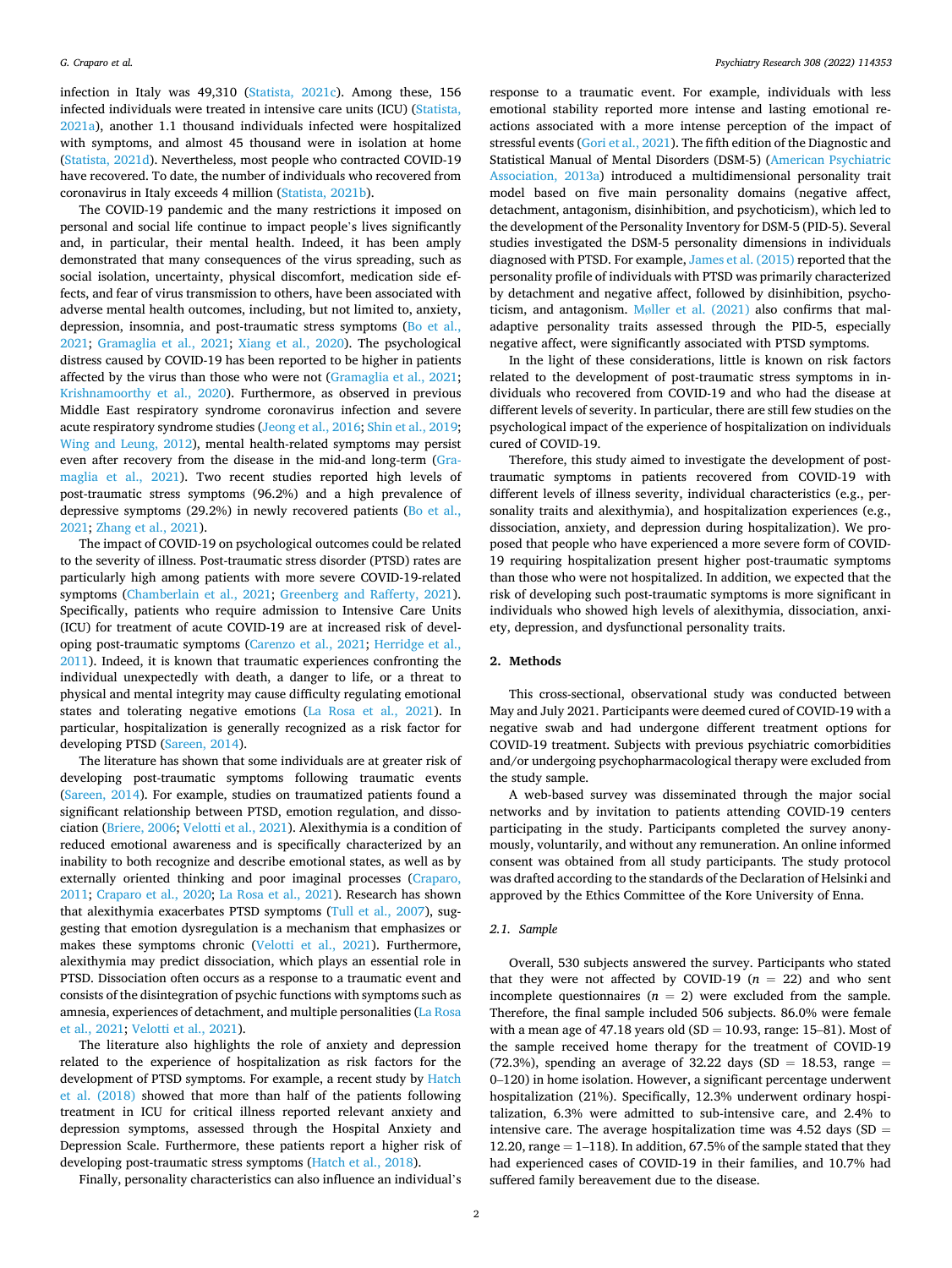infection in Italy was 49,310 (Statista, 2021c). Among these, 156 infected individuals were treated in intensive care units (ICU) (Statista, 2021a), another 1.1 thousand individuals infected were hospitalized with symptoms, and almost 45 thousand were in isolation at home (Statista, 2021d). Nevertheless, most people who contracted COVID-19 have recovered. To date, the number of individuals who recovered from coronavirus in Italy exceeds 4 million (Statista, 2021b).

The COVID-19 pandemic and the many restrictions it imposed on personal and social life continue to impact people's lives significantly and, in particular, their mental health. Indeed, it has been amply demonstrated that many consequences of the virus spreading, such as social isolation, uncertainty, physical discomfort, medication side effects, and fear of virus transmission to others, have been associated with adverse mental health outcomes, including, but not limited to, anxiety, depression, insomnia, and post-traumatic stress symptoms (Bo et al., 2021; Gramaglia et al., 2021; Xiang et al., 2020). The psychological distress caused by COVID-19 has been reported to be higher in patients affected by the virus than those who were not (Gramaglia et al., 2021; Krishnamoorthy et al., 2020). Furthermore, as observed in previous Middle East respiratory syndrome coronavirus infection and severe acute respiratory syndrome studies (Jeong et al., 2016; Shin et al., 2019; Wing and Leung, 2012), mental health-related symptoms may persist even after recovery from the disease in the mid-and long-term (Gramaglia et al., 2021). Two recent studies reported high levels of post-traumatic stress symptoms (96.2%) and a high prevalence of depressive symptoms (29.2%) in newly recovered patients (Bo et al., 2021; Zhang et al., 2021).

The impact of COVID-19 on psychological outcomes could be related to the severity of illness. Post-traumatic stress disorder (PTSD) rates are particularly high among patients with more severe COVID-19-related symptoms (Chamberlain et al., 2021; Greenberg and Rafferty, 2021). Specifically, patients who require admission to Intensive Care Units (ICU) for treatment of acute COVID-19 are at increased risk of developing post-traumatic symptoms (Carenzo et al., 2021; Herridge et al., 2011). Indeed, it is known that traumatic experiences confronting the individual unexpectedly with death, a danger to life, or a threat to physical and mental integrity may cause difficulty regulating emotional states and tolerating negative emotions (La Rosa et al., 2021). In particular, hospitalization is generally recognized as a risk factor for developing PTSD (Sareen, 2014).

The literature has shown that some individuals are at greater risk of developing post-traumatic symptoms following traumatic events (Sareen, 2014). For example, studies on traumatized patients found a significant relationship between PTSD, emotion regulation, and dissociation (Briere, 2006; Velotti et al., 2021). Alexithymia is a condition of reduced emotional awareness and is specifically characterized by an inability to both recognize and describe emotional states, as well as by externally oriented thinking and poor imaginal processes (Craparo, 2011; Craparo et al., 2020; La Rosa et al., 2021). Research has shown that alexithymia exacerbates PTSD symptoms (Tull et al., 2007), suggesting that emotion dysregulation is a mechanism that emphasizes or makes these symptoms chronic (Velotti et al., 2021). Furthermore, alexithymia may predict dissociation, which plays an essential role in PTSD. Dissociation often occurs as a response to a traumatic event and consists of the disintegration of psychic functions with symptoms such as amnesia, experiences of detachment, and multiple personalities (La Rosa et al., 2021; Velotti et al., 2021).

The literature also highlights the role of anxiety and depression related to the experience of hospitalization as risk factors for the development of PTSD symptoms. For example, a recent study by Hatch et al. (2018) showed that more than half of the patients following treatment in ICU for critical illness reported relevant anxiety and depression symptoms, assessed through the Hospital Anxiety and Depression Scale. Furthermore, these patients report a higher risk of developing post-traumatic stress symptoms (Hatch et al., 2018).

Finally, personality characteristics can also influence an individual's response to a traumatic event. For example, individuals with less emotional stability reported more intense and lasting emotional reactions associated with a more intense perception of the impact of stressful events (Gori et al., 2021). The fifth edition of the Diagnostic and Statistical Manual of Mental Disorders (DSM-5) (American Psychiatric Association, 2013a) introduced a multidimensional personality trait model based on five main personality domains (negative affect, detachment, antagonism, disinhibition, and psychoticism), which led to the development of the Personality Inventory for DSM-5 (PID-5). Several studies investigated the DSM-5 personality dimensions in individuals diagnosed with PTSD. For example, James et al. (2015) reported that the personality profile of individuals with PTSD was primarily characterized by detachment and negative affect, followed by disinhibition, psychoticism, and antagonism. Møller et al. (2021) also confirms that maladaptive personality traits assessed through the PID-5, especially negative affect, were significantly associated with PTSD symptoms.

In the light of these considerations, little is known on risk factors related to the development of post-traumatic stress symptoms in individuals who recovered from COVID-19 and who had the disease at different levels of severity. In particular, there are still few studies on the psychological impact of the experience of hospitalization on individuals cured of COVID-19.

Therefore, this study aimed to investigate the development of post-traumatic symptoms in patients recovered from COVID-19 with different levels of illness severity, individual characteristics (e.g., personality traits and alexithymia), and hospitalization experiences (e.g., dissociation, anxiety, and depression during hospitalization). We proposed that people who have experienced a more severe form of COVID-19 requiring hospitalization present higher post-traumatic symptoms than those who were not hospitalized. In addition, we expected that the risk of developing such post-traumatic symptoms is more significant in individuals who showed high levels of alexithymia, dissociation, anxiety, depression, and dysfunctional personality traits.

## 2. Methods

This cross-sectional, observational study was conducted between May and July 2021. Participants were deemed cured of COVID-19 with a negative swab and had undergone different treatment options for COVID-19 treatment. Subjects with previous psychiatric comorbidities and/or undergoing psychopharmacological therapy were excluded from the study sample.

A web-based survey was disseminated through the major social networks and by invitation to patients attending COVID-19 centers participating in the study. Participants completed the survey anonymously, voluntarily, and without any remuneration. An online informed consent was obtained from all study participants. The study protocol was drafted according to the standards of the Declaration of Helsinki and approved by the Ethics Committee of the Kore University of Enna.

### 2.1. Sample

Overall, 530 subjects answered the survey. Participants who stated that they were not affected by COVID-19 ($n = 22$) and who sent incomplete questionnaires ($n = 2$) were excluded from the sample. Therefore, the final sample included 506 subjects. 86.0% were female with a mean age of 47.18 years old (SD = 10.93, range: 15–81). Most of the sample received home therapy for the treatment of COVID-19 (72.3%), spending an average of 32.22 days (SD = 18.53, range = 0–120) in home isolation. However, a significant percentage underwent hospitalization (21%). Specifically, 12.3% underwent ordinary hospitalization, 6.3% were admitted to sub-intensive care, and 2.4% to intensive care. The average hospitalization time was 4.52 days (SD = 12.20, range = 1–118). In addition, 67.5% of the sample stated that they had experienced cases of COVID-19 in their families, and 10.7% had suffered family bereavement due to the disease.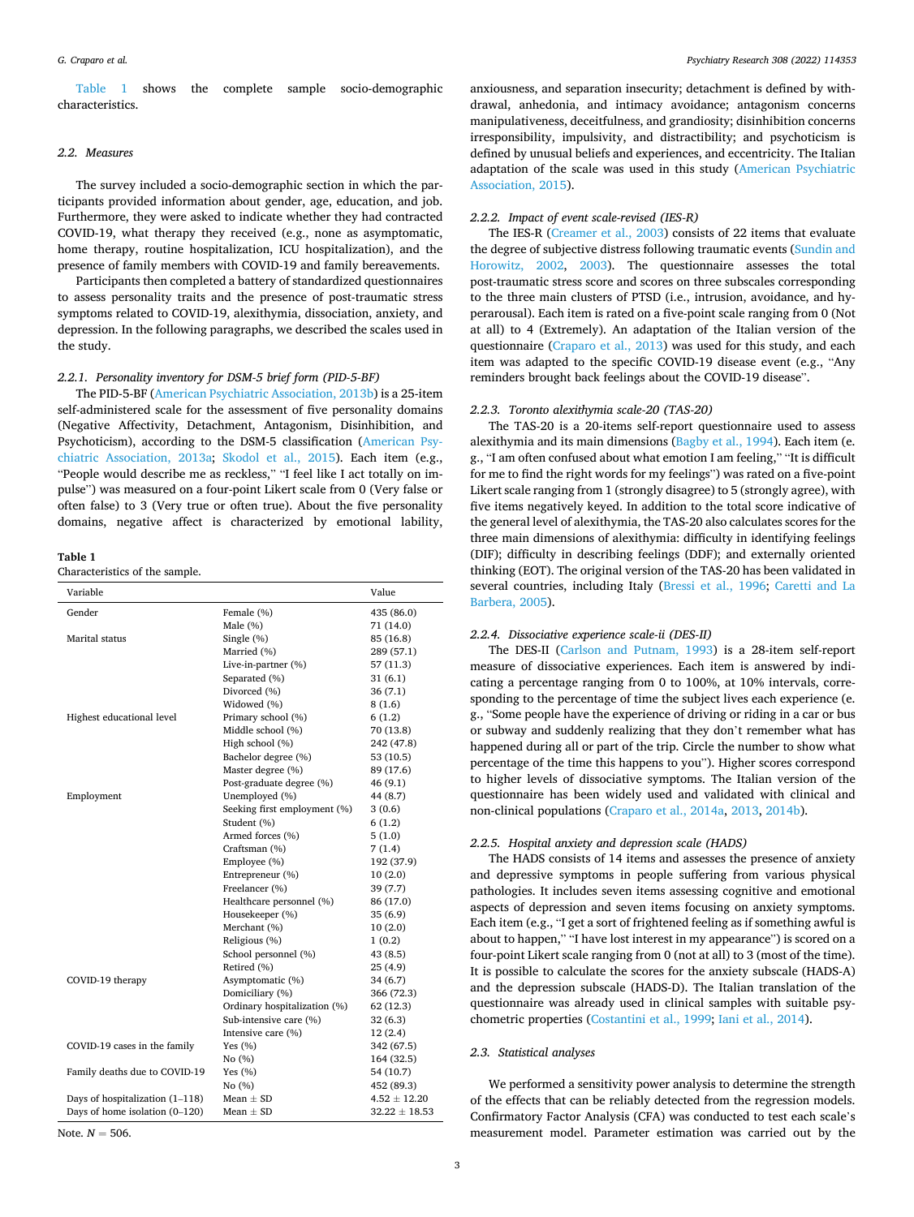Table 1 shows the complete sample socio-demographic characteristics.

### 2.2. Measures

The survey included a socio-demographic section in which the participants provided information about gender, age, education, and job. Furthermore, they were asked to indicate whether they had contracted COVID-19, what therapy they received (e.g., none as asymptomatic, home therapy, routine hospitalization, ICU hospitalization), and the presence of family members with COVID-19 and family bereavements.

Participants then completed a battery of standardized questionnaires to assess personality traits and the presence of post-traumatic stress symptoms related to COVID-19, alexithymia, dissociation, anxiety, and depression. In the following paragraphs, we described the scales used in the study.

#### 2.2.1. Personality inventory for DSM-5 brief form (PID-5-BF)

The PID-5-BF (American Psychiatric Association, 2013b) is a 25-item self-administered scale for the assessment of five personality domains (Negative Affectivity, Detachment, Antagonism, Disinhibition, and Psychoticism), according to the DSM-5 classification (American Psychiatric Association, 2013a; Skodol et al., 2015). Each item (e.g., "People would describe me as reckless," "I feel like I act totally on impulse") was measured on a four-point Likert scale from 0 (Very false or often false) to 3 (Very true or often true). About the five personality domains, negative affect is characterized by emotional lability, anxiousness, and separation insecurity; detachment is defined by withdrawal, anhedonia, and intimacy avoidance; antagonism concerns manipulativeness, deceitfulness, and grandiosity; disinhibition concerns irresponsibility, impulsivity, and distractibility; and psychoticism is defined by unusual beliefs and experiences, and eccentricity. The Italian adaptation of the scale was used in this study (American Psychiatric Association, 2015).

**Table 1**
Characteristics of the sample.

| Variable | | Value |
|---|---|---|
| Gender | Female (%) | 435 (86.0) |
| | Male (%) | 71 (14.0) |
| Marital status | Single (%) | 85 (16.8) |
| | Married (%) | 289 (57.1) |
| | Live-in-partner (%) | 57 (11.3) |
| | Separated (%) | 31 (6.1) |
| | Divorced (%) | 36 (7.1) |
| | Widowed (%) | 8 (1.6) |
| Highest educational level | Primary school (%) | 6 (1.2) |
| | Middle school (%) | 70 (13.8) |
| | High school (%) | 242 (47.8) |
| | Bachelor degree (%) | 53 (10.5) |
| | Master degree (%) | 89 (17.6) |
| | Post-graduate degree (%) | 46 (9.1) |
| Employment | Unemployed (%) | 44 (8.7) |
| | Seeking first employment (%) | 3 (0.6) |
| | Student (%) | 6 (1.2) |
| | Armed forces (%) | 5 (1.0) |
| | Craftsman (%) | 7 (1.4) |
| | Employee (%) | 192 (37.9) |
| | Entrepreneur (%) | 10 (2.0) |
| | Freelancer (%) | 39 (7.7) |
| | Healthcare personnel (%) | 86 (17.0) |
| | Housekeeper (%) | 35 (6.9) |
| | Merchant (%) | 10 (2.0) |
| | Religious (%) | 1 (0.2) |
| | School personnel (%) | 43 (8.5) |
| | Retired (%) | 25 (4.9) |
| COVID-19 therapy | Asymptomatic (%) | 34 (6.7) |
| | Domiciliary (%) | 366 (72.3) |
| | Ordinary hospitalization (%) | 62 (12.3) |
| | Sub-intensive care (%) | 32 (6.3) |
| | Intensive care (%) | 12 (2.4) |
| COVID-19 cases in the family | Yes (%) | 342 (67.5) |
| | No (%) | 164 (32.5) |
| Family deaths due to COVID-19 | Yes (%) | 54 (10.7) |
| | No (%) | 452 (89.3) |
| Days of hospitalization (1–118) | Mean ± SD | 4.52 ± 12.20 |
| Days of home isolation (0–120) | Mean ± SD | 32.22 ± 18.53 |

Note. $N = 506$.

#### 2.2.2. Impact of event scale-revised (IES-R)

The IES-R (Creamer et al., 2003) consists of 22 items that evaluate the degree of subjective distress following traumatic events (Sundin and Horowitz, 2002, 2003). The questionnaire assesses the total post-traumatic stress score and scores on three subscales corresponding to the three main clusters of PTSD (i.e., intrusion, avoidance, and hyperarousal). Each item is rated on a five-point scale ranging from 0 (Not at all) to 4 (Extremely). An adaptation of the Italian version of the questionnaire (Craparo et al., 2013) was used for this study, and each item was adapted to the specific COVID-19 disease event (e.g., "Any reminders brought back feelings about the COVID-19 disease".

#### 2.2.3. Toronto alexithymia scale-20 (TAS-20)

The TAS-20 is a 20-items self-report questionnaire used to assess alexithymia and its main dimensions (Bagby et al., 1994). Each item (e.g., "I am often confused about what emotion I am feeling," "It is difficult for me to find the right words for my feelings") was rated on a five-point Likert scale ranging from 1 (strongly disagree) to 5 (strongly agree), with five items negatively keyed. In addition to the total score indicative of the general level of alexithymia, the TAS-20 also calculates scores for the three main dimensions of alexithymia: difficulty in identifying feelings (DIF); difficulty in describing feelings (DDF); and externally oriented thinking (EOT). The original version of the TAS-20 has been validated in several countries, including Italy (Bressi et al., 1996; Caretti and La Barbera, 2005).

#### 2.2.4. Dissociative experience scale-ii (DES-II)

The DES-II (Carlson and Putnam, 1993) is a 28-item self-report measure of dissociative experiences. Each item is answered by indicating a percentage ranging from 0 to 100%, at 10% intervals, corresponding to the percentage of time the subject lives each experience (e.g., "Some people have the experience of driving or riding in a car or bus or subway and suddenly realizing that they don't remember what has happened during all or part of the trip. Circle the number to show what percentage of the time this happens to you"). Higher scores correspond to higher levels of dissociative symptoms. The Italian version of the questionnaire has been widely used and validated with clinical and non-clinical populations (Craparo et al., 2014a, 2013, 2014b).

#### 2.2.5. Hospital anxiety and depression scale (HADS)

The HADS consists of 14 items and assesses the presence of anxiety and depressive symptoms in people suffering from various physical pathologies. It includes seven items assessing cognitive and emotional aspects of depression and seven items focusing on anxiety symptoms. Each item (e.g., "I get a sort of frightened feeling as if something awful is about to happen," "I have lost interest in my appearance") is scored on a four-point Likert scale ranging from 0 (not at all) to 3 (most of the time). It is possible to calculate the scores for the anxiety subscale (HADS-A) and the depression subscale (HADS-D). The Italian translation of the questionnaire was already used in clinical samples with suitable psychometric properties (Costantini et al., 1999; Iani et al., 2014).

### 2.3. Statistical analyses

We performed a sensitivity power analysis to determine the strength of the effects that can be reliably detected from the regression models. Confirmatory Factor Analysis (CFA) was conducted to test each scale's measurement model. Parameter estimation was carried out by the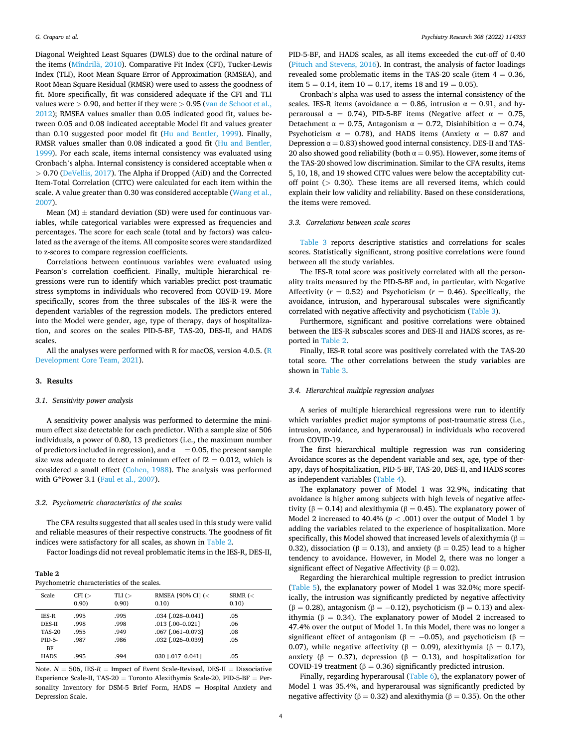Diagonal Weighted Least Squares (DWLS) due to the ordinal nature of the items (Mîndrilă, 2010). Comparative Fit Index (CFI), Tucker-Lewis Index (TLI), Root Mean Square Error of Approximation (RMSEA), and Root Mean Square Residual (RMSR) were used to assess the goodness of fit. More specifically, fit was considered adequate if the CFI and TLI values were > 0.90, and better if they were > 0.95 (van de Schoot et al., 2012); RMSEA values smaller than 0.05 indicated good fit, values between 0.05 and 0.08 indicated acceptable Model fit and values greater than 0.10 suggested poor model fit (Hu and Bentler, 1999). Finally, RMSR values smaller than 0.08 indicated a good fit (Hu and Bentler, 1999). For each scale, items internal consistency was evaluated using Cronbach's alpha. Internal consistency is considered acceptable when α > 0.70 (DeVellis, 2017). The Alpha if Dropped (AiD) and the Corrected Item-Total Correlation (CITC) were calculated for each item within the scale. A value greater than 0.30 was considered acceptable (Wang et al., 2007).

Mean (M) ± standard deviation (SD) were used for continuous variables, while categorical variables were expressed as frequencies and percentages. The score for each scale (total and by factors) was calculated as the average of the items. All composite scores were standardized to z-scores to compare regression coefficients.

Correlations between continuous variables were evaluated using Pearson's correlation coefficient. Finally, multiple hierarchical regressions were run to identify which variables predict post-traumatic stress symptoms in individuals who recovered from COVID-19. More specifically, scores from the three subscales of the IES-R were the dependent variables of the regression models. The predictors entered into the Model were gender, age, type of therapy, days of hospitalization, and scores on the scales PID-5-BF, TAS-20, DES-II, and HADS scales.

All the analyses were performed with R for macOS, version 4.0.5. (R Development Core Team, 2021).

## 3. Results

### 3.1. Sensitivity power analysis

A sensitivity power analysis was performed to determine the minimum effect size detectable for each predictor. With a sample size of 506 individuals, a power of 0.80, 13 predictors (i.e., the maximum number of predictors included in regression), and α = 0.05, the present sample size was adequate to detect a minimum effect of f2 = 0.012, which is considered a small effect (Cohen, 1988). The analysis was performed with G*Power 3.1 (Faul et al., 2007).

### 3.2. Psychometric characteristics of the scales

The CFA results suggested that all scales used in this study were valid and reliable measures of their respective constructs. The goodness of fit indices were satisfactory for all scales, as shown in Table 2.

Factor loadings did not reveal problematic items in the IES-R, DES-II, PID-5-BF, and HADS scales, as all items exceeded the cut-off of 0.40 (Pituch and Stevens, 2016). In contrast, the analysis of factor loadings revealed some problematic items in the TAS-20 scale (item 4 = 0.36, item 5 = 0.14, item 10 = 0.17, items 18 and 19 = 0.05).

Cronbach's alpha was used to assess the internal consistency of the scales. IES-R items (avoidance α = 0.86, intrusion α = 0.91, and hyperarousal α = 0.74), PID-5-BF items (Negative affect α = 0.75, Detachment α = 0.75, Antagonism α = 0.72, Disinhibition α = 0.74, Psychoticism α = 0.78), and HADS items (Anxiety α = 0.87 and Depression α = 0.83) showed good internal consistency. DES-II and TAS-20 also showed good reliability (both α = 0.95). However, some items of the TAS-20 showed low discrimination. Similar to the CFA results, items 5, 10, 18, and 19 showed CITC values were below the acceptability cut-off point (> 0.30). These items are all reversed items, which could explain their low validity and reliability. Based on these considerations, the items were removed.

**Table 2**
Psychometric characteristics of the scales.

| Scale | CFI (> 0.90) | TLI (> 0.90) | RMSEA [90% CI] (< 0.10) | SRMR (< 0.10) |
|---|---|---|---|---|
| IES-R | .995 | .995 | .034 [.028–0.041] | .05 |
| DES-II | .998 | .998 | .013 [.00–0.021] | .06 |
| TAS-20 | .955 | .949 | .067 [.061–0.073] | .08 |
| PID-5-BF | .987 | .986 | .032 [.026–0.039] | .05 |
| HADS | .995 | .994 | 030 [.017–0.041] | .05 |

Note. N = 506, IES-R = Impact of Event Scale-Revised, DES-II = Dissociative Experience Scale-II, TAS-20 = Toronto Alexithymia Scale-20, PID-5-BF = Personality Inventory for DSM-5 Brief Form, HADS = Hospital Anxiety and Depression Scale.

### 3.3. Correlations between scale scores

Table 3 reports descriptive statistics and correlations for scales scores. Statistically significant, strong positive correlations were found between all the study variables.

The IES-R total score was positively correlated with all the personality traits measured by the PID-5-BF and, in particular, with Negative Affectivity ($r$ = 0.52) and Psychoticism ($r$ = 0.46). Specifically, the avoidance, intrusion, and hyperarousal subscales were significantly correlated with negative affectivity and psychoticism (Table 3).

Furthermore, significant and positive correlations were obtained between the IES-R subscales scores and DES-II and HADS scores, as reported in Table 2.

Finally, IES-R total score was positively correlated with the TAS-20 total score. The other correlations between the study variables are shown in Table 3.

### 3.4. Hierarchical multiple regression analyses

A series of multiple hierarchical regressions were run to identify which variables predict major symptoms of post-traumatic stress (i.e., intrusion, avoidance, and hyperarousal) in individuals who recovered from COVID-19.

The first hierarchical multiple regression was run considering Avoidance scores as the dependent variable and sex, age, type of therapy, days of hospitalization, PID-5-BF, TAS-20, DES-II, and HADS scores as independent variables (Table 4).

The explanatory power of Model 1 was 32.9%, indicating that avoidance is higher among subjects with high levels of negative affectivity (β = 0.14) and alexithymia (β = 0.45). The explanatory power of Model 2 increased to 40.4% ($p$ < .001) over the output of Model 1 by adding the variables related to the experience of hospitalization. More specifically, this Model showed that increased levels of alexithymia (β = 0.32), dissociation (β = 0.13), and anxiety (β = 0.25) lead to a higher tendency to avoidance. However, in Model 2, there was no longer a significant effect of Negative Affectivity (β = 0.02).

Regarding the hierarchical multiple regression to predict intrusion (Table 5), the explanatory power of Model 1 was 32.0%; more specifically, the intrusion was significantly predicted by negative affectivity (β = 0.28), antagonism (β = −0.12), psychoticism (β = 0.13) and alexithymia (β = 0.34). The explanatory power of Model 2 increased to 47.4% over the output of Model 1. In this Model, there was no longer a significant effect of antagonism (β = −0.05), and psychoticism (β = 0.07), while negative affectivity (β = 0.09), alexithymia (β = 0.17), anxiety (β = 0.37), depression (β = 0.13), and hospitalization for COVID-19 treatment (β = 0.36) significantly predicted intrusion.

Finally, regarding hyperarousal (Table 6), the explanatory power of Model 1 was 35.4%, and hyperarousal was significantly predicted by negative affectivity (β = 0.32) and alexithymia (β = 0.35). On the other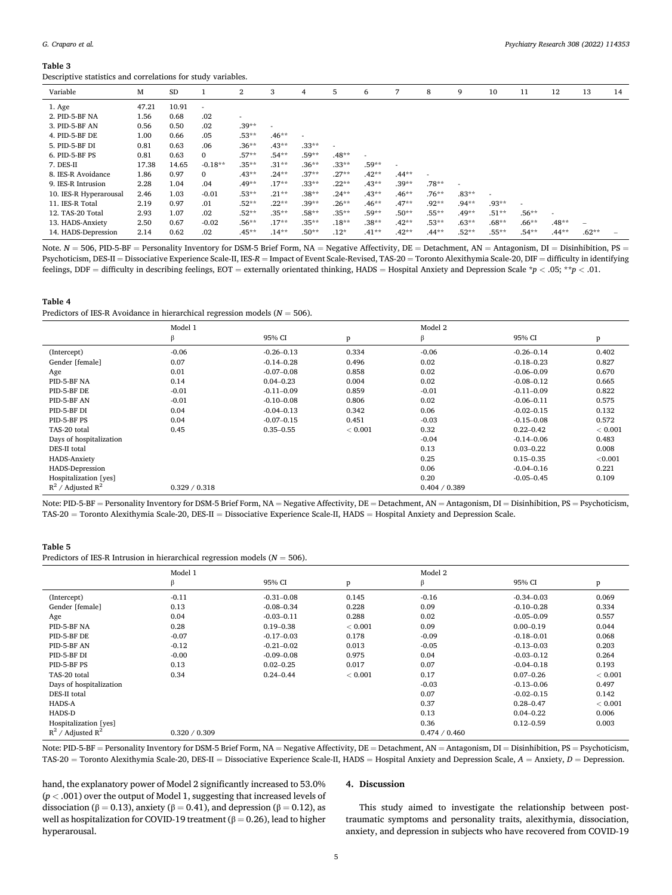**Table 3**
Descriptive statistics and correlations for study variables.

| Variable | M | SD | 1 | 2 | 3 | 4 | 5 | 6 | 7 | 8 | 9 | 10 | 11 | 12 | 13 | 14 |
|---|---|---|---|---|---|---|---|---|---|---|---|---|---|---|---|---|
| 1. Age | 47.21 | 10.91 | - | | | | | | | | | | | | | |
| 2. PID-5-BF NA | 1.56 | 0.68 | .02 | - | | | | | | | | | | | | |
| 3. PID-5-BF AN | 0.56 | 0.50 | .02 | .39** | - | | | | | | | | | | | |
| 4. PID-5-BF DE | 1.00 | 0.66 | .05 | .53** | .46** | - | | | | | | | | | | |
| 5. PID-5-BF DI | 0.81 | 0.63 | .06 | .36** | .43** | .33** | - | | | | | | | | | |
| 6. PID-5-BF PS | 0.81 | 0.63 | 0 | .57** | .54** | .59** | .48** | - | | | | | | | | |
| 7. DES-II | 17.38 | 14.65 | -0.18** | .35** | .31** | .36** | .33** | .59** | - | | | | | | | |
| 8. IES-R Avoidance | 1.86 | 0.97 | 0 | .43** | .24** | .37** | .27** | .42** | .44** | - | | | | | | |
| 9. IES-R Intrusion | 2.28 | 1.04 | .04 | .49** | .17** | .33** | .22** | .43** | .39** | .78** | - | | | | | |
| 10. IES-R Hyperarousal | 2.46 | 1.03 | -0.01 | .53** | .21** | .38** | .24** | .43** | .46** | .76** | .83** | - | | | | |
| 11. IES-R Total | 2.19 | 0.97 | .01 | .52** | .22** | .39** | .26** | .46** | .47** | .92** | .94** | .93** | - | | | |
| 12. TAS-20 Total | 2.93 | 1.07 | .02 | .52** | .35** | .58** | .35** | .59** | .50** | .55** | .49** | .51** | .56** | - | | |
| 13. HADS-Anxiety | 2.50 | 0.67 | -0.02 | .56** | .17** | .35** | .18** | .38** | .42** | .53** | .63** | .68** | .66** | .48** | – | |
| 14. HADS-Depression | 2.14 | 0.62 | .02 | .45** | .14** | .50** | .12* | .41** | .42** | .44** | .52** | .55** | .54** | .44** | .62** | – |

Note. $N = 506$, PID-5-BF = Personality Inventory for DSM-5 Brief Form, NA = Negative Affectivity, DE = Detachment, AN = Antagonism, DI = Disinhibition, PS = Psychoticism, DES-II = Dissociative Experience Scale-II, IES-*R* = Impact of Event Scale-Revised, TAS-20 = Toronto Alexithymia Scale-20, DIF = difficulty in identifying feelings, DDF = difficulty in describing feelings, EOT = externally orientated thinking, HADS = Hospital Anxiety and Depression Scale *$p < .05$; **$p < .01$.

**Table 4**
Predictors of IES-R Avoidance in hierarchical regression models ($N = 506$).

| | Model 1 | | | Model 2 | | |
|---|---|---|---|---|---|---|
| | β | 95% CI | p | β | 95% CI | p |
| (Intercept) | -0.06 | -0.26–0.13 | 0.334 | -0.06 | -0.26–0.14 | 0.402 |
| Gender [female] | 0.07 | -0.14–0.28 | 0.496 | 0.02 | -0.18–0.23 | 0.827 |
| Age | 0.01 | -0.07–0.08 | 0.858 | 0.02 | -0.06–0.09 | 0.670 |
| PID-5-BF NA | 0.14 | 0.04–0.23 | 0.004 | 0.02 | -0.08–0.12 | 0.665 |
| PID-5-BF DE | -0.01 | -0.11–0.09 | 0.859 | -0.01 | -0.11–0.09 | 0.822 |
| PID-5-BF AN | -0.01 | -0.10–0.08 | 0.806 | 0.02 | -0.06–0.11 | 0.575 |
| PID-5-BF DI | 0.04 | -0.04–0.13 | 0.342 | 0.06 | -0.02–0.15 | 0.132 |
| PID-5-BF PS | 0.04 | -0.07–0.15 | 0.451 | -0.03 | -0.15–0.08 | 0.572 |
| TAS-20 total | 0.45 | 0.35–0.55 | < 0.001 | 0.32 | 0.22–0.42 | < 0.001 |
| Days of hospitalization | | | | -0.04 | -0.14–0.06 | 0.483 |
| DES-II total | | | | 0.13 | 0.03–0.22 | 0.008 |
| HADS-Anxiety | | | | 0.25 | 0.15–0.35 | <0.001 |
| HADS-Depression | | | | 0.06 | -0.04–0.16 | 0.221 |
| Hospitalization [yes] | | | | 0.20 | -0.05–0.45 | 0.109 |
| $R^2$ / Adjusted $R^2$ | 0.329 / 0.318 | | | 0.404 / 0.389 | | |

Note: PID-5-BF = Personality Inventory for DSM-5 Brief Form, NA = Negative Affectivity, DE = Detachment, AN = Antagonism, DI = Disinhibition, PS = Psychoticism, TAS-20 = Toronto Alexithymia Scale-20, DES-II = Dissociative Experience Scale-II, HADS = Hospital Anxiety and Depression Scale.

**Table 5**
Predictors of IES-R Intrusion in hierarchical regression models ($N = 506$).

| | Model 1 | | | Model 2 | | |
|---|---|---|---|---|---|---|
| | β | 95% CI | p | β | 95% CI | p |
| (Intercept) | -0.11 | -0.31–0.08 | 0.145 | -0.16 | -0.34–0.03 | 0.069 |
| Gender [female] | 0.13 | -0.08–0.34 | 0.228 | 0.09 | -0.10–0.28 | 0.334 |
| Age | 0.04 | -0.03–0.11 | 0.288 | 0.02 | -0.05–0.09 | 0.557 |
| PID-5-BF NA | 0.28 | 0.19–0.38 | < 0.001 | 0.09 | 0.00–0.19 | 0.044 |
| PID-5-BF DE | -0.07 | -0.17–0.03 | 0.178 | -0.09 | -0.18–0.01 | 0.068 |
| PID-5-BF AN | -0.12 | -0.21–0.02 | 0.013 | -0.05 | -0.13–0.03 | 0.203 |
| PID-5-BF DI | -0.00 | -0.09–0.08 | 0.975 | 0.04 | -0.03–0.12 | 0.264 |
| PID-5-BF PS | 0.13 | 0.02–0.25 | 0.017 | 0.07 | -0.04–0.18 | 0.193 |
| TAS-20 total | 0.34 | 0.24–0.44 | < 0.001 | 0.17 | 0.07–0.26 | < 0.001 |
| Days of hospitalization | | | | -0.03 | -0.13–0.06 | 0.497 |
| DES-II total | | | | 0.07 | -0.02–0.15 | 0.142 |
| HADS-A | | | | 0.37 | 0.28–0.47 | < 0.001 |
| HADS-D | | | | 0.13 | 0.04–0.22 | 0.006 |
| Hospitalization [yes] | | | | 0.36 | 0.12–0.59 | 0.003 |
| $R^2$ / Adjusted $R^2$ | 0.320 / 0.309 | | | 0.474 / 0.460 | | |

Note: PID-5-BF = Personality Inventory for DSM-5 Brief Form, NA = Negative Affectivity, DE = Detachment, AN = Antagonism, DI = Disinhibition, PS = Psychoticism, TAS-20 = Toronto Alexithymia Scale-20, DES-II = Dissociative Experience Scale-II, HADS = Hospital Anxiety and Depression Scale, *A* = Anxiety, *D* = Depression.

hand, the explanatory power of Model 2 significantly increased to 53.0% ($p < .001$) over the output of Model 1, suggesting that increased levels of dissociation (β = 0.13), anxiety (β = 0.41), and depression (β = 0.12), as well as hospitalization for COVID-19 treatment (β = 0.26), lead to higher hyperarousal.

## 4. Discussion

This study aimed to investigate the relationship between post-traumatic symptoms and personality traits, alexithymia, dissociation, anxiety, and depression in subjects who have recovered from COVID-19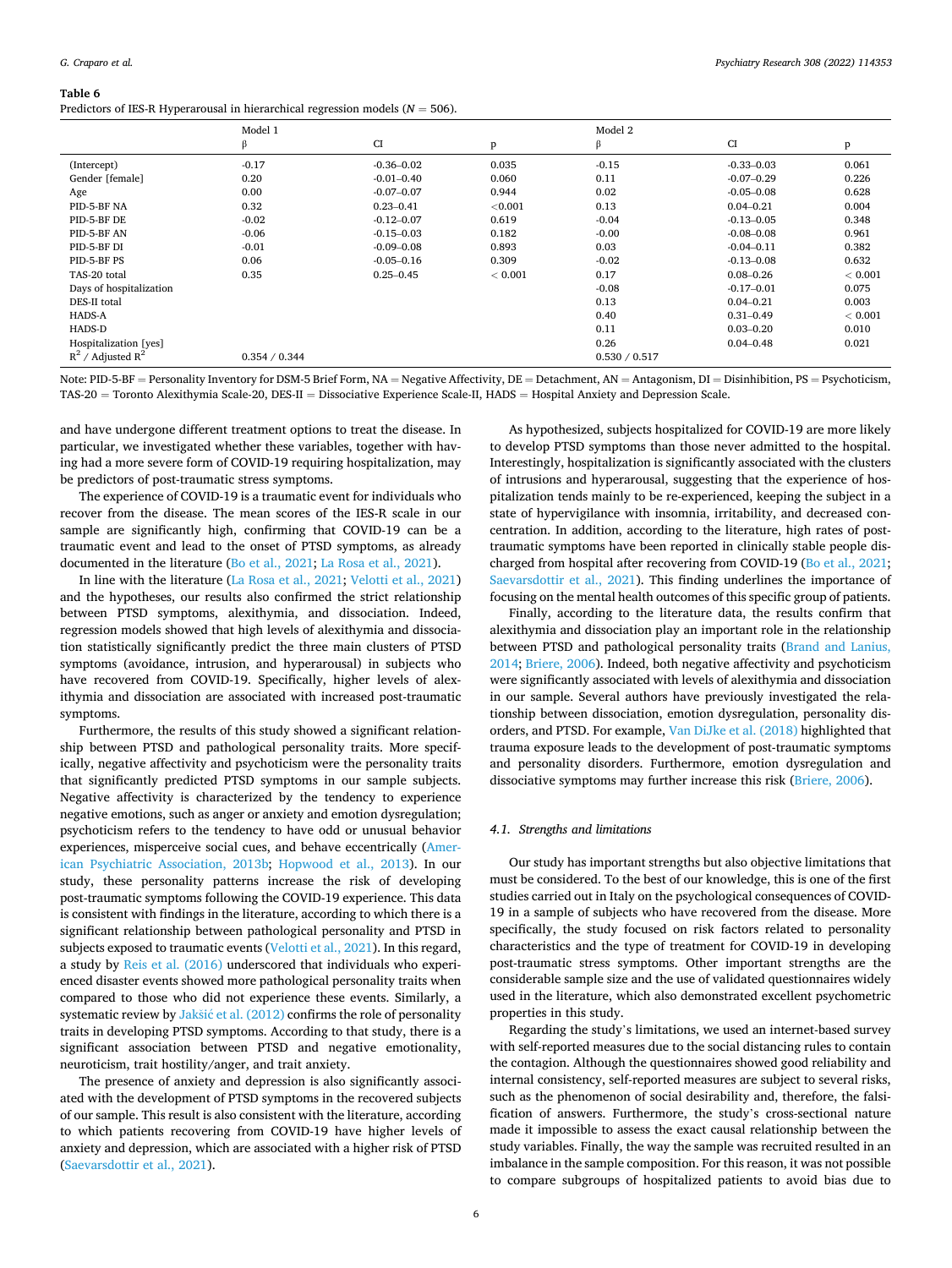**Table 6**
Predictors of IES-R Hyperarousal in hierarchical regression models (N = 506).

| | Model 1 | | | Model 2 | | |
|---|---|---|---|---|---|---|
| | β | CI | p | β | CI | p |
| (Intercept) | -0.17 | -0.36–0.02 | 0.035 | -0.15 | -0.33–0.03 | 0.061 |
| Gender [female] | 0.20 | -0.01–0.40 | 0.060 | 0.11 | -0.07–0.29 | 0.226 |
| Age | 0.00 | -0.07–0.07 | 0.944 | 0.02 | -0.05–0.08 | 0.628 |
| PID-5-BF NA | 0.32 | 0.23–0.41 | <0.001 | 0.13 | 0.04–0.21 | 0.004 |
| PID-5-BF DE | -0.02 | -0.12–0.07 | 0.619 | -0.04 | -0.13–0.05 | 0.348 |
| PID-5-BF AN | -0.06 | -0.15–0.03 | 0.182 | -0.00 | -0.08–0.08 | 0.961 |
| PID-5-BF DI | -0.01 | -0.09–0.08 | 0.893 | 0.03 | -0.04–0.11 | 0.382 |
| PID-5-BF PS | 0.06 | -0.05–0.16 | 0.309 | -0.02 | -0.13–0.08 | 0.632 |
| TAS-20 total | 0.35 | 0.25–0.45 | < 0.001 | 0.17 | 0.08–0.26 | < 0.001 |
| Days of hospitalization | | | | -0.08 | -0.17–0.01 | 0.075 |
| DES-II total | | | | 0.13 | 0.04–0.21 | 0.003 |
| HADS-A | | | | 0.40 | 0.31–0.49 | < 0.001 |
| HADS-D | | | | 0.11 | 0.03–0.20 | 0.010 |
| Hospitalization [yes] | | | | 0.26 | 0.04–0.48 | 0.021 |
| $R^2$ / Adjusted $R^2$ | 0.354 / 0.344 | | | 0.530 / 0.517 | | |

Note: PID-5-BF = Personality Inventory for DSM-5 Brief Form, NA = Negative Affectivity, DE = Detachment, AN = Antagonism, DI = Disinhibition, PS = Psychoticism, TAS-20 = Toronto Alexithymia Scale-20, DES-II = Dissociative Experience Scale-II, HADS = Hospital Anxiety and Depression Scale.

and have undergone different treatment options to treat the disease. In particular, we investigated whether these variables, together with having had a more severe form of COVID-19 requiring hospitalization, may be predictors of post-traumatic stress symptoms.

The experience of COVID-19 is a traumatic event for individuals who recover from the disease. The mean scores of the IES-R scale in our sample are significantly high, confirming that COVID-19 can be a traumatic event and lead to the onset of PTSD symptoms, as already documented in the literature (Bo et al., 2021; La Rosa et al., 2021).

In line with the literature (La Rosa et al., 2021; Velotti et al., 2021) and the hypotheses, our results also confirmed the strict relationship between PTSD symptoms, alexithymia, and dissociation. Indeed, regression models showed that high levels of alexithymia and dissociation statistically significantly predict the three main clusters of PTSD symptoms (avoidance, intrusion, and hyperarousal) in subjects who have recovered from COVID-19. Specifically, higher levels of alexithymia and dissociation are associated with increased post-traumatic symptoms.

Furthermore, the results of this study showed a significant relationship between PTSD and pathological personality traits. More specifically, negative affectivity and psychoticism were the personality traits that significantly predicted PTSD symptoms in our sample subjects. Negative affectivity is characterized by the tendency to experience negative emotions, such as anger or anxiety and emotion dysregulation; psychoticism refers to the tendency to have odd or unusual behavior experiences, misperceive social cues, and behave eccentrically (American Psychiatric Association, 2013b; Hopwood et al., 2013). In our study, these personality patterns increase the risk of developing post-traumatic symptoms following the COVID-19 experience. This data is consistent with findings in the literature, according to which there is a significant relationship between pathological personality and PTSD in subjects exposed to traumatic events (Velotti et al., 2021). In this regard, a study by Reis et al. (2016) underscored that individuals who experienced disaster events showed more pathological personality traits when compared to those who did not experience these events. Similarly, a systematic review by Jakšić et al. (2012) confirms the role of personality traits in developing PTSD symptoms. According to that study, there is a significant association between PTSD and negative emotionality, neuroticism, trait hostility/anger, and trait anxiety.

The presence of anxiety and depression is also significantly associated with the development of PTSD symptoms in the recovered subjects of our sample. This result is also consistent with the literature, according to which patients recovering from COVID-19 have higher levels of anxiety and depression, which are associated with a higher risk of PTSD (Saevarsdottir et al., 2021).

As hypothesized, subjects hospitalized for COVID-19 are more likely to develop PTSD symptoms than those never admitted to the hospital. Interestingly, hospitalization is significantly associated with the clusters of intrusions and hyperarousal, suggesting that the experience of hospitalization tends mainly to be re-experienced, keeping the subject in a state of hypervigilance with insomnia, irritability, and decreased concentration. In addition, according to the literature, high rates of post-traumatic symptoms have been reported in clinically stable people discharged from hospital after recovering from COVID-19 (Bo et al., 2021; Saevarsdottir et al., 2021). This finding underlines the importance of focusing on the mental health outcomes of this specific group of patients.

Finally, according to the literature data, the results confirm that alexithymia and dissociation play an important role in the relationship between PTSD and pathological personality traits (Brand and Lanius, 2014; Briere, 2006). Indeed, both negative affectivity and psychoticism were significantly associated with levels of alexithymia and dissociation in our sample. Several authors have previously investigated the relationship between dissociation, emotion dysregulation, personality disorders, and PTSD. For example, Van DiJke et al. (2018) highlighted that trauma exposure leads to the development of post-traumatic symptoms and personality disorders. Furthermore, emotion dysregulation and dissociative symptoms may further increase this risk (Briere, 2006).

### 4.1. Strengths and limitations

Our study has important strengths but also objective limitations that must be considered. To the best of our knowledge, this is one of the first studies carried out in Italy on the psychological consequences of COVID-19 in a sample of subjects who have recovered from the disease. More specifically, the study focused on risk factors related to personality characteristics and the type of treatment for COVID-19 in developing post-traumatic stress symptoms. Other important strengths are the considerable sample size and the use of validated questionnaires widely used in the literature, which also demonstrated excellent psychometric properties in this study.

Regarding the study's limitations, we used an internet-based survey with self-reported measures due to the social distancing rules to contain the contagion. Although the questionnaires showed good reliability and internal consistency, self-reported measures are subject to several risks, such as the phenomenon of social desirability and, therefore, the falsification of answers. Furthermore, the study's cross-sectional nature made it impossible to assess the exact causal relationship between the study variables. Finally, the way the sample was recruited resulted in an imbalance in the sample composition. For this reason, it was not possible to compare subgroups of hospitalized patients to avoid bias due to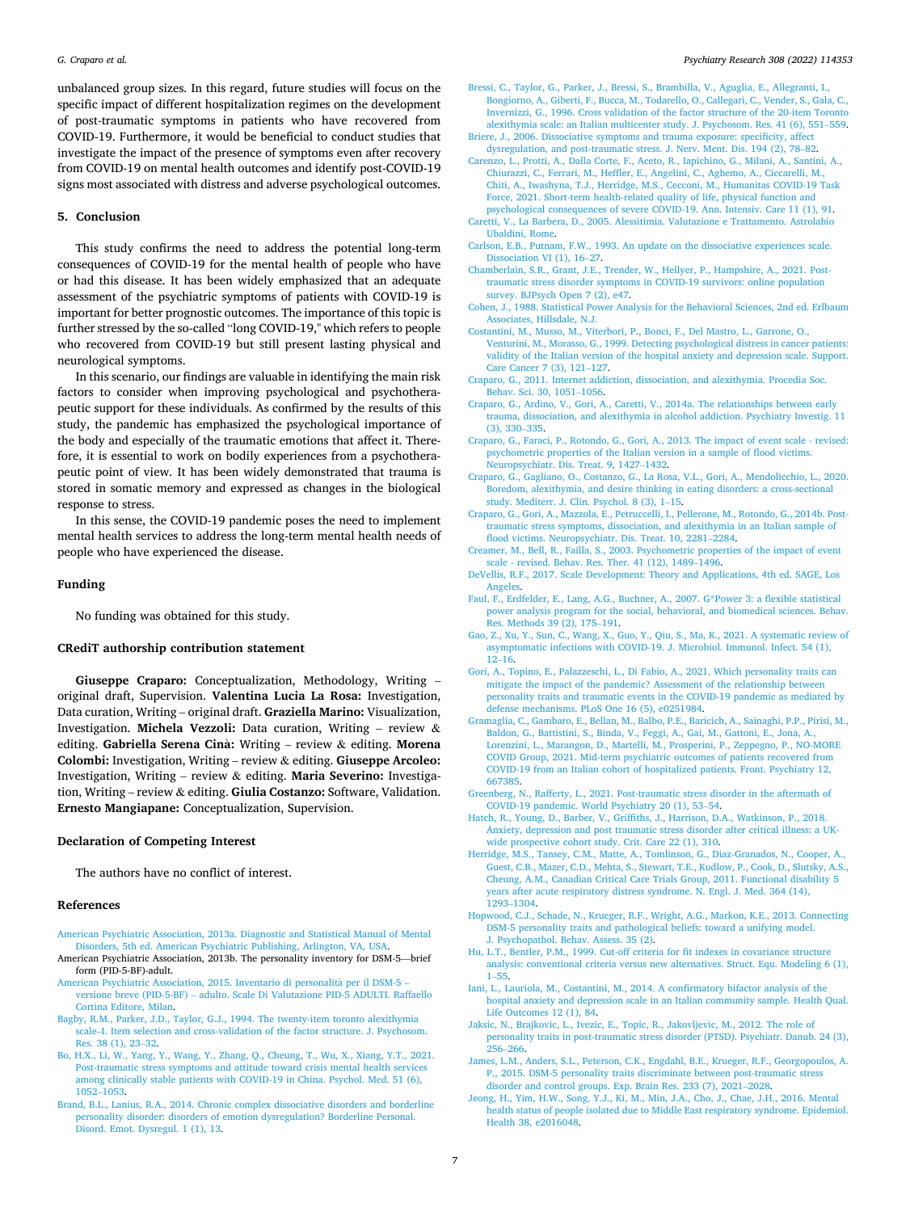unbalanced group sizes. In this regard, future studies will focus on the specific impact of different hospitalization regimes on the development of post-traumatic symptoms in patients who have recovered from COVID-19. Furthermore, it would be beneficial to conduct studies that investigate the impact of the presence of symptoms even after recovery from COVID-19 on mental health outcomes and identify post-COVID-19 signs most associated with distress and adverse psychological outcomes.

## 5. Conclusion

This study confirms the need to address the potential long-term consequences of COVID-19 for the mental health of people who have or had this disease. It has been widely emphasized that an adequate assessment of the psychiatric symptoms of patients with COVID-19 is important for better prognostic outcomes. The importance of this topic is further stressed by the so-called "long COVID-19," which refers to people who recovered from COVID-19 but still present lasting physical and neurological symptoms.

In this scenario, our findings are valuable in identifying the main risk factors to consider when improving psychological and psychotherapeutic support for these individuals. As confirmed by the results of this study, the pandemic has emphasized the psychological importance of the body and especially of the traumatic emotions that affect it. Therefore, it is essential to work on bodily experiences from a psychotherapeutic point of view. It has been widely demonstrated that trauma is stored in somatic memory and expressed as changes in the biological response to stress.

In this sense, the COVID-19 pandemic poses the need to implement mental health services to address the long-term mental health needs of people who have experienced the disease.

## Funding

No funding was obtained for this study.

## CRediT authorship contribution statement

**Giuseppe Craparo:** Conceptualization, Methodology, Writing – original draft, Supervision. **Valentina Lucia La Rosa:** Investigation, Data curation, Writing – original draft. **Graziella Marino:** Visualization, Investigation. **Michela Vezzoli:** Data curation, Writing – review & editing. **Gabriella Serena Cinà:** Writing – review & editing. **Morena Colombi:** Investigation, Writing – review & editing. **Giuseppe Arcoleo:** Investigation, Writing – review & editing. **Maria Severino:** Investigation, Writing – review & editing. **Giulia Costanzo:** Software, Validation. **Ernesto Mangiapane:** Conceptualization, Supervision.

## Declaration of Competing Interest

The authors have no conflict of interest.

## References

American Psychiatric Association, 2013a. Diagnostic and Statistical Manual of Mental Disorders, 5th ed. American Psychiatric Publishing, Arlington, VA, USA.

American Psychiatric Association, 2013b. The personality inventory for DSM-5—brief form (PID-5-BF)-adult.

American Psychiatric Association, 2015. Inventario di personalità per il DSM-5 – versione breve (PID-5-BF) – adulto. Scale Di Valutazione PID-5 ADULTI. Raffaello Cortina Editore, Milan.

Bagby, R.M., Parker, J.D., Taylor, G.J., 1994. The twenty-item toronto alexithymia scale–I. Item selection and cross-validation of the factor structure. J. Psychosom. Res. 38 (1), 23–32.

Bo, H.X., Li, W., Yang, Y., Wang, Y., Zhang, Q., Cheung, T., Wu, X., Xiang, Y.T., 2021. Post-traumatic stress symptoms and attitude toward crisis mental health services among clinically stable patients with COVID-19 in China. Psychol. Med. 51 (6), 1052–1053.

Brand, B.L., Lanius, R.A., 2014. Chronic complex dissociative disorders and borderline personality disorder: disorders of emotion dysregulation? Borderline Personal. Disord. Emot. Dysregul. 1 (1), 13.

Bressi, C., Taylor, G., Parker, J., Bressi, S., Brambilla, V., Aguglia, E., Allegranti, I., Bongiorno, A., Giberti, F., Bucca, M., Todarello, O., Callegari, C., Vender, S., Gala, C., Invernizzi, G., 1996. Cross validation of the factor structure of the 20-item Toronto alexithymia scale: an Italian multicenter study. J. Psychosom. Res. 41 (6), 551–559.

Briere, J., 2006. Dissociative symptoms and trauma exposure: specificity, affect dysregulation, and post-traumatic stress. J. Nerv. Ment. Dis. 194 (2), 78–82.

Carenzo, L., Protti, A., Dalla Corte, F., Aceto, R., Iapichino, G., Milani, A., Santini, A., Chiurazzi, C., Ferrari, M., Heffler, E., Angelini, C., Aghemo, A., Ciccarelli, M., Chiti, A., Iwashyna, T.J., Herridge, M.S., Cecconi, M., Humanitas COVID-19 Task Force, 2021. Short-term health-related quality of life, physical function and psychological consequences of severe COVID-19. Ann. Intensiv. Care 11 (1), 91.

Caretti, V., La Barbera, D., 2005. Alessitimia. Valutazione e Trattamento. Astrolabio Ubaldini, Rome.

Carlson, E.B., Putnam, F.W., 1993. An update on the dissociative experiences scale. Dissociation VI (1), 16–27.

Chamberlain, S.R., Grant, J.E., Trender, W., Hellyer, P., Hampshire, A., 2021. Post-traumatic stress disorder symptoms in COVID-19 survivors: online population survey. BJPsych Open 7 (2), e47.

Cohen, J., 1988. Statistical Power Analysis for the Behavioral Sciences, 2nd ed. Erlbaum Associates, Hillsdale, N.J.

Costantini, M., Musso, M., Viterbori, P., Bonci, F., Del Mastro, L., Garrone, O., Venturini, M., Morasso, G., 1999. Detecting psychological distress in cancer patients: validity of the Italian version of the hospital anxiety and depression scale. Support. Care Cancer 7 (3), 121–127.

Craparo, G., 2011. Internet addiction, dissociation, and alexithymia. Procedia Soc. Behav. Sci. 30, 1051–1056.

Craparo, G., Ardino, V., Gori, A., Caretti, V., 2014a. The relationships between early trauma, dissociation, and alexithymia in alcohol addiction. Psychiatry Investig. 11 (3), 330–335.

Craparo, G., Faraci, P., Rotondo, G., Gori, A., 2013. The impact of event scale - revised: psychometric properties of the Italian version in a sample of flood victims. Neuropsychiatr. Dis. Treat. 9, 1427–1432.

Craparo, G., Gagliano, O., Costanzo, G., La Rosa, V.L., Gori, A., Mendolicchio, L., 2020. Boredom, alexithymia, and desire thinking in eating disorders: a cross-sectional study. Mediterr. J. Clin. Psychol. 8 (3), 1–15.

Craparo, G., Gori, A., Mazzola, E., Petruccelli, I., Pellerone, M., Rotondo, G., 2014b. Post-traumatic stress symptoms, dissociation, and alexithymia in an Italian sample of flood victims. Neuropsychiatr. Dis. Treat. 10, 2281–2284.

Creamer, M., Bell, R., Failla, S., 2003. Psychometric properties of the impact of event scale - revised. Behav. Res. Ther. 41 (12), 1489–1496.

DeVellis, R.F., 2017. Scale Development: Theory and Applications, 4th ed. SAGE, Los Angeles.

Faul, F., Erdfelder, E., Lang, A.G., Buchner, A., 2007. G*Power 3: a flexible statistical power analysis program for the social, behavioral, and biomedical sciences. Behav. Res. Methods 39 (2), 175–191.

Gao, Z., Xu, Y., Sun, C., Wang, X., Guo, Y., Qiu, S., Ma, K., 2021. A systematic review of asymptomatic infections with COVID-19. J. Microbiol. Immunol. Infect. 54 (1), 12–16.

Gori, A., Topino, E., Palazzeschi, L., Di Fabio, A., 2021. Which personality traits can mitigate the impact of the pandemic? Assessment of the relationship between personality traits and traumatic events in the COVID-19 pandemic as mediated by defense mechanisms. PLoS One 16 (5), e0251984.

Gramaglia, C., Gambaro, E., Bellan, M., Balbo, P.E., Baricich, A., Sainaghi, P.P., Pirisi, M., Baldon, G., Battistini, S., Binda, V., Feggi, A., Gai, M., Gattoni, E., Jona, A., Lorenzini, L., Marangon, D., Martelli, M., Prosperini, P., Zeppegno, P., NO-MORE COVID Group, 2021. Mid-term psychiatric outcomes of patients recovered from COVID-19 from an Italian cohort of hospitalized patients. Front. Psychiatry 12, 667385.

Greenberg, N., Rafferty, L., 2021. Post-traumatic stress disorder in the aftermath of COVID-19 pandemic. World Psychiatry 20 (1), 53–54.

Hatch, R., Young, D., Barber, V., Griffiths, J., Harrison, D.A., Watkinson, P., 2018. Anxiety, depression and post traumatic stress disorder after critical illness: a UK-wide prospective cohort study. Crit. Care 22 (1), 310.

Herridge, M.S., Tansey, C.M., Matte, A., Tomlinson, G., Diaz-Granados, N., Cooper, A., Guest, C.B., Mazer, C.D., Mehta, S., Stewart, T.E., Kudlow, P., Cook, D., Slutsky, A.S., Cheung, A.M., Canadian Critical Care Trials Group, 2011. Functional disability 5 years after acute respiratory distress syndrome. N. Engl. J. Med. 364 (14), 1293–1304.

Hopwood, C.J., Schade, N., Krueger, R.F., Wright, A.G., Markon, K.E., 2013. Connecting DSM-5 personality traits and pathological beliefs: toward a unifying model. J. Psychopathol. Behav. Assess. 35 (2).

Hu, L.T., Bentler, P.M., 1999. Cut-off criteria for fit indexes in covariance structure analysis: conventional criteria versus new alternatives. Struct. Equ. Modeling 6 (1), 1–55.

Iani, L., Lauriola, M., Costantini, M., 2014. A confirmatory bifactor analysis of the hospital anxiety and depression scale in an Italian community sample. Health Qual. Life Outcomes 12 (1), 84.

Jaksic, N., Brajkovic, L., Ivezic, E., Topic, R., Jakovljevic, M., 2012. The role of personality traits in post-traumatic stress disorder (PTSD). Psychiatr. Danub. 24 (3), 256–266.

James, L.M., Anders, S.L., Peterson, C.K., Engdahl, B.E., Krueger, R.F., Georgopoulos, A. P., 2015. DSM-5 personality traits discriminate between post-traumatic stress disorder and control groups. Exp. Brain Res. 233 (7), 2021–2028.

Jeong, H., Yim, H.W., Song, Y.J., Ki, M., Min, J.A., Cho, J., Chae, J.H., 2016. Mental health status of people isolated due to Middle East respiratory syndrome. Epidemiol. Health 38, e2016048.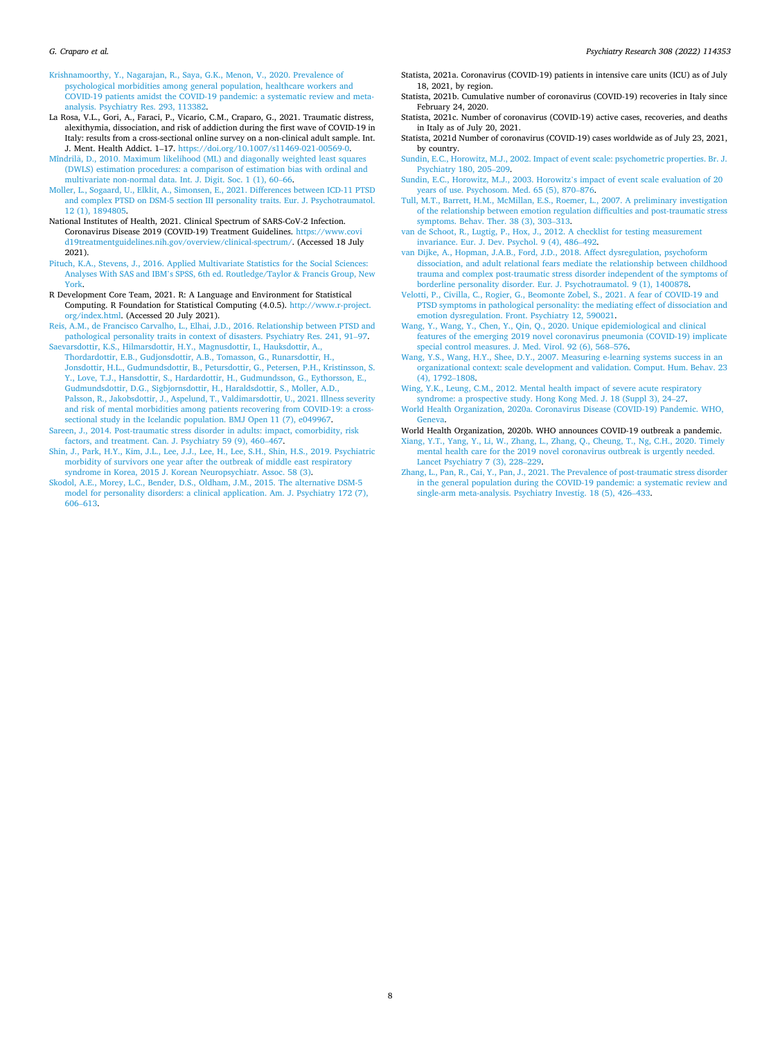Krishnamoorthy, Y., Nagarajan, R., Saya, G.K., Menon, V., 2020. Prevalence of psychological morbidities among general population, healthcare workers and COVID-19 patients amidst the COVID-19 pandemic: a systematic review and meta-analysis. Psychiatry Res. 293, 113382.

La Rosa, V.L., Gori, A., Faraci, P., Vicario, C.M., Craparo, G., 2021. Traumatic distress, alexithymia, dissociation, and risk of addiction during the first wave of COVID-19 in Italy: results from a cross-sectional online survey on a non-clinical adult sample. Int. J. Ment. Health Addict. 1–17. https://doi.org/10.1007/s11469-021-00569-0.

Mîndrilă, D., 2010. Maximum likelihood (ML) and diagonally weighted least squares (DWLS) estimation procedures: a comparison of estimation bias with ordinal and multivariate non-normal data. Int. J. Digit. Soc. 1 (1), 60–66.

Moller, L., Sogaard, U., Elklit, A., Simonsen, E., 2021. Differences between ICD-11 PTSD and complex PTSD on DSM-5 section III personality traits. Eur. J. Psychotraumatol. 12 (1), 1894805.

National Institutes of Health, 2021. Clinical Spectrum of SARS-CoV-2 Infection. Coronavirus Disease 2019 (COVID-19) Treatment Guidelines. https://www.covid19treatmentguidelines.nih.gov/overview/clinical-spectrum/. (Accessed 18 July 2021).

Pituch, K.A., Stevens, J., 2016. Applied Multivariate Statistics for the Social Sciences: Analyses With SAS and IBM's SPSS, 6th ed. Routledge/Taylor & Francis Group, New York.

R Development Core Team, 2021. R: A Language and Environment for Statistical Computing. R Foundation for Statistical Computing (4.0.5). http://www.r-project.org/index.html. (Accessed 20 July 2021).

Reis, A.M., de Francisco Carvalho, L., Elhai, J.D., 2016. Relationship between PTSD and pathological personality traits in context of disasters. Psychiatry Res. 241, 91–97.

Saevarsdottir, K.S., Hilmarsdottir, H.Y., Magnusdottir, I., Hauksdottir, A., Thordardottir, E.B., Gudjonsdottir, A.B., Tomasson, G., Runarsdottir, H., Jonsdottir, H.L., Gudmundsdottir, B., Petursdottir, G., Petersen, P.H., Kristinsson, S.Y., Love, T.J., Hansdottir, S., Hardardottir, H., Gudmundsson, G., Eythorsson, E., Gudmundsdottir, D.G., Sigbjornsdottir, H., Haraldsdottir, S., Moller, A.D., Palsson, R., Jakobsdottir, J., Aspelund, T., Valdimarsdottir, U., 2021. Illness severity and risk of mental morbidities among patients recovering from COVID-19: a cross-sectional study in the Icelandic population. BMJ Open 11 (7), e049967.

Sareen, J., 2014. Post-traumatic stress disorder in adults: impact, comorbidity, risk factors, and treatment. Can. J. Psychiatry 59 (9), 460–467.

Shin, J., Park, H.Y., Kim, J.L., Lee, J.J., Lee, H., Lee, S.H., Shin, H.S., 2019. Psychiatric morbidity of survivors one year after the outbreak of middle east respiratory syndrome in Korea, 2015 J. Korean Neuropsychiatr. Assoc. 58 (3).

Skodol, A.E., Morey, L.C., Bender, D.S., Oldham, J.M., 2015. The alternative DSM-5 model for personality disorders: a clinical application. Am. J. Psychiatry 172 (7), 606–613.

Statista, 2021a. Coronavirus (COVID-19) patients in intensive care units (ICU) as of July 18, 2021, by region.

Statista, 2021b. Cumulative number of coronavirus (COVID-19) recoveries in Italy since February 24, 2020.

Statista, 2021c. Number of coronavirus (COVID-19) active cases, recoveries, and deaths in Italy as of July 20, 2021.

Statista, 2021d Number of coronavirus (COVID-19) cases worldwide as of July 23, 2021, by country.

Sundin, E.C., Horowitz, M.J., 2002. Impact of event scale: psychometric properties. Br. J. Psychiatry 180, 205–209.

Sundin, E.C., Horowitz, M.J., 2003. Horowitz's impact of event scale evaluation of 20 years of use. Psychosom. Med. 65 (5), 870–876.

Tull, M.T., Barrett, H.M., McMillan, E.S., Roemer, L., 2007. A preliminary investigation of the relationship between emotion regulation difficulties and post-traumatic stress symptoms. Behav. Ther. 38 (3), 303–313.

van de Schoot, R., Lugtig, P., Hox, J., 2012. A checklist for testing measurement invariance. Eur. J. Dev. Psychol. 9 (4), 486–492.

van Dijke, A., Hopman, J.A.B., Ford, J.D., 2018. Affect dysregulation, psychoform dissociation, and adult relational fears mediate the relationship between childhood trauma and complex post-traumatic stress disorder independent of the symptoms of borderline personality disorder. Eur. J. Psychotraumatol. 9 (1), 1400878.

Velotti, P., Civilla, C., Rogier, G., Beomonte Zobel, S., 2021. A fear of COVID-19 and PTSD symptoms in pathological personality: the mediating effect of dissociation and emotion dysregulation. Front. Psychiatry 12, 590021.

Wang, Y., Wang, Y., Chen, Y., Qin, Q., 2020. Unique epidemiological and clinical features of the emerging 2019 novel coronavirus pneumonia (COVID-19) implicate special control measures. J. Med. Virol. 92 (6), 568–576.

Wang, Y.S., Wang, H.Y., Shee, D.Y., 2007. Measuring e-learning systems success in an organizational context: scale development and validation. Comput. Hum. Behav. 23 (4), 1792–1808.

Wing, Y.K., Leung, C.M., 2012. Mental health impact of severe acute respiratory syndrome: a prospective study. Hong Kong Med. J. 18 (Suppl 3), 24–27.

World Health Organization, 2020a. Coronavirus Disease (COVID-19) Pandemic. WHO, Geneva.

World Health Organization, 2020b. WHO announces COVID-19 outbreak a pandemic.

Xiang, Y.T., Yang, Y., Li, W., Zhang, L., Zhang, Q., Cheung, T., Ng, C.H., 2020. Timely mental health care for the 2019 novel coronavirus outbreak is urgently needed. Lancet Psychiatry 7 (3), 228–229.

Zhang, L., Pan, R., Cai, Y., Pan, J., 2021. The Prevalence of post-traumatic stress disorder in the general population during the COVID-19 pandemic: a systematic review and single-arm meta-analysis. Psychiatry Investig. 18 (5), 426–433.